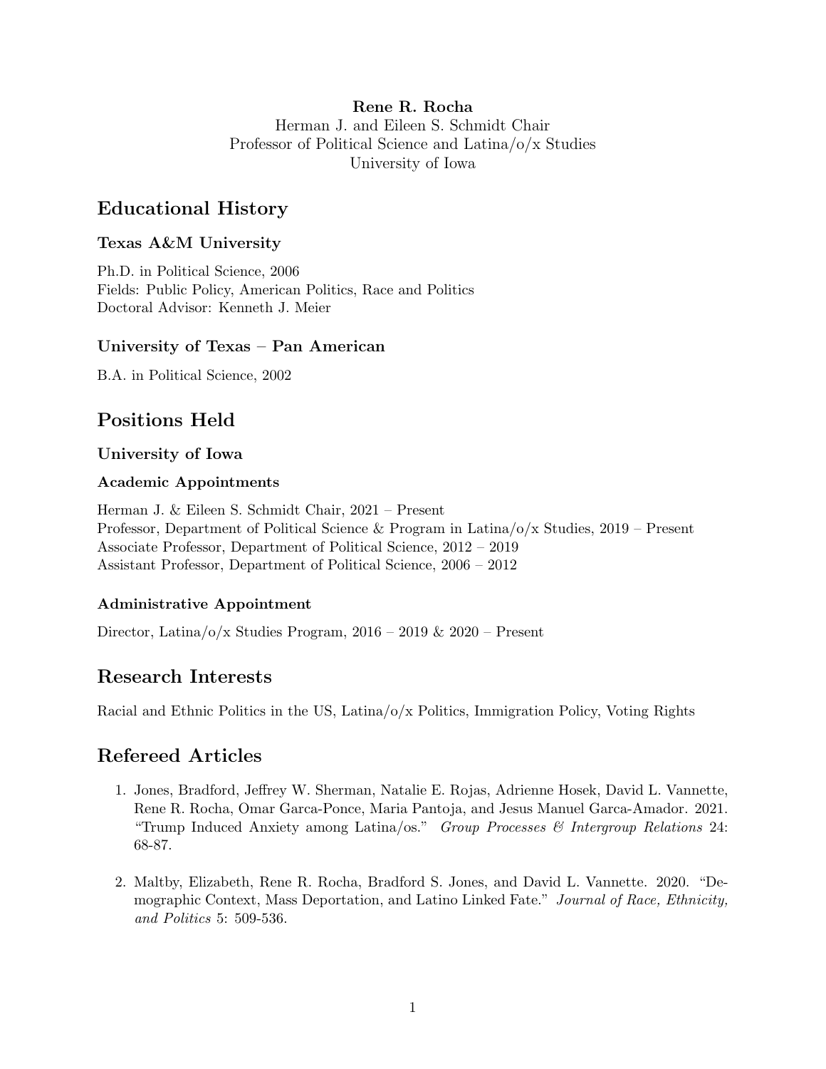**Rene R. Rocha**
Herman J. and Eileen S. Schmidt Chair
Professor of Political Science and Latina/o/x Studies
University of Iowa

# Educational History

### Texas A&M University

Ph.D. in Political Science, 2006
Fields: Public Policy, American Politics, Race and Politics
Doctoral Advisor: Kenneth J. Meier

### University of Texas – Pan American

B.A. in Political Science, 2002

# Positions Held

### University of Iowa

#### Academic Appointments

Herman J. & Eileen S. Schmidt Chair, 2021 – Present
Professor, Department of Political Science & Program in Latina/o/x Studies, 2019 – Present
Associate Professor, Department of Political Science, 2012 – 2019
Assistant Professor, Department of Political Science, 2006 – 2012

#### Administrative Appointment

Director, Latina/o/x Studies Program, 2016 – 2019 & 2020 – Present

# Research Interests

Racial and Ethnic Politics in the US, Latina/o/x Politics, Immigration Policy, Voting Rights

# Refereed Articles

1. Jones, Bradford, Jeffrey W. Sherman, Natalie E. Rojas, Adrienne Hosek, David L. Vannette, Rene R. Rocha, Omar Garca-Ponce, Maria Pantoja, and Jesus Manuel Garca-Amador. 2021. "Trump Induced Anxiety among Latina/os." *Group Processes & Intergroup Relations* 24: 68-87.

2. Maltby, Elizabeth, Rene R. Rocha, Bradford S. Jones, and David L. Vannette. 2020. "Demographic Context, Mass Deportation, and Latino Linked Fate." *Journal of Race, Ethnicity, and Politics* 5: 509-536.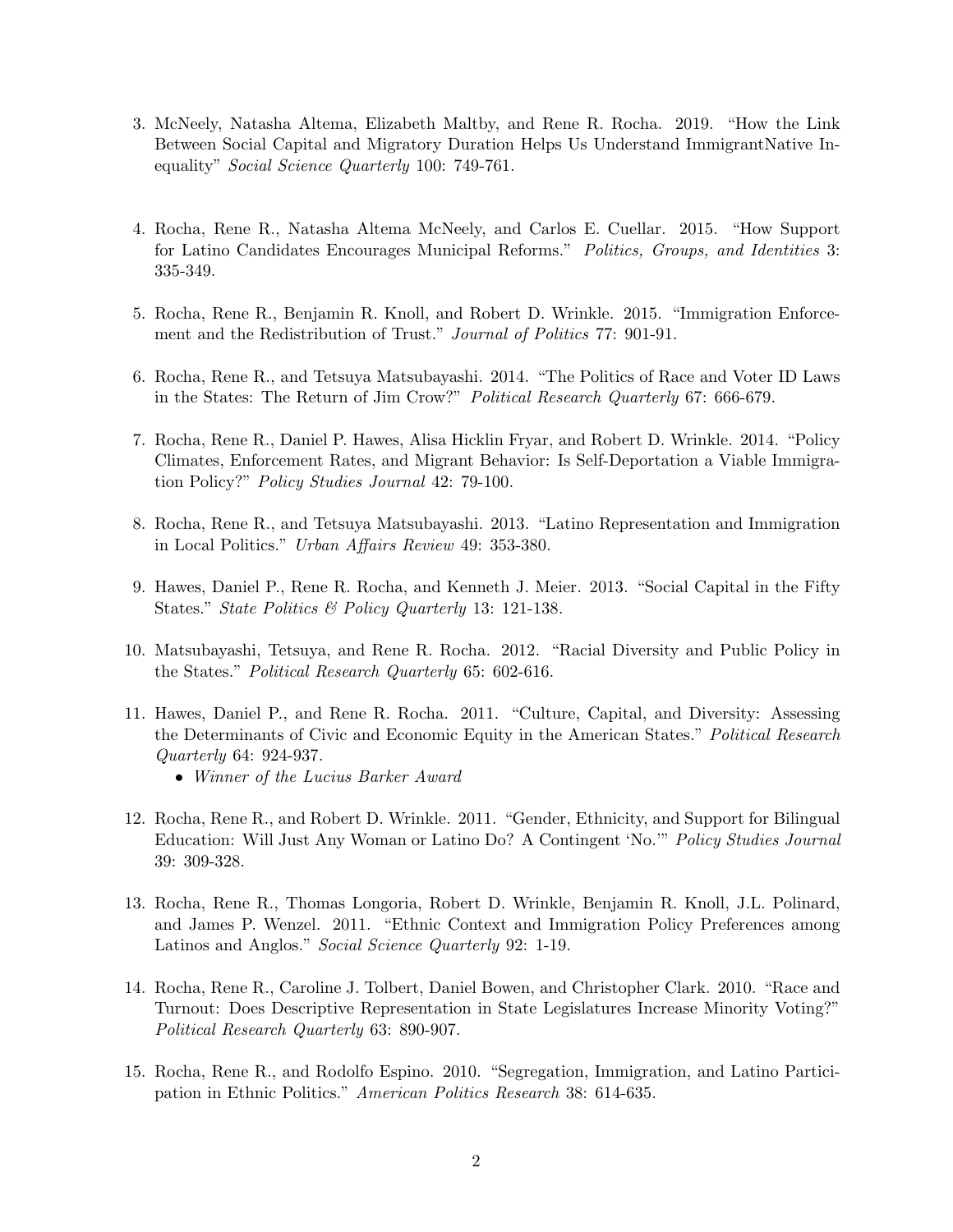3. McNeely, Natasha Altema, Elizabeth Maltby, and Rene R. Rocha. 2019. "How the Link Between Social Capital and Migratory Duration Helps Us Understand ImmigrantNative Inequality" *Social Science Quarterly* 100: 749-761.

4. Rocha, Rene R., Natasha Altema McNeely, and Carlos E. Cuellar. 2015. "How Support for Latino Candidates Encourages Municipal Reforms." *Politics, Groups, and Identities* 3: 335-349.

5. Rocha, Rene R., Benjamin R. Knoll, and Robert D. Wrinkle. 2015. "Immigration Enforcement and the Redistribution of Trust." *Journal of Politics* 77: 901-91.

6. Rocha, Rene R., and Tetsuya Matsubayashi. 2014. "The Politics of Race and Voter ID Laws in the States: The Return of Jim Crow?" *Political Research Quarterly* 67: 666-679.

7. Rocha, Rene R., Daniel P. Hawes, Alisa Hicklin Fryar, and Robert D. Wrinkle. 2014. "Policy Climates, Enforcement Rates, and Migrant Behavior: Is Self-Deportation a Viable Immigration Policy?" *Policy Studies Journal* 42: 79-100.

8. Rocha, Rene R., and Tetsuya Matsubayashi. 2013. "Latino Representation and Immigration in Local Politics." *Urban Affairs Review* 49: 353-380.

9. Hawes, Daniel P., Rene R. Rocha, and Kenneth J. Meier. 2013. "Social Capital in the Fifty States." *State Politics & Policy Quarterly* 13: 121-138.

10. Matsubayashi, Tetsuya, and Rene R. Rocha. 2012. "Racial Diversity and Public Policy in the States." *Political Research Quarterly* 65: 602-616.

11. Hawes, Daniel P., and Rene R. Rocha. 2011. "Culture, Capital, and Diversity: Assessing the Determinants of Civic and Economic Equity in the American States." *Political Research Quarterly* 64: 924-937.
    - *Winner of the Lucius Barker Award*

12. Rocha, Rene R., and Robert D. Wrinkle. 2011. "Gender, Ethnicity, and Support for Bilingual Education: Will Just Any Woman or Latino Do? A Contingent 'No.'" *Policy Studies Journal* 39: 309-328.

13. Rocha, Rene R., Thomas Longoria, Robert D. Wrinkle, Benjamin R. Knoll, J.L. Polinard, and James P. Wenzel. 2011. "Ethnic Context and Immigration Policy Preferences among Latinos and Anglos." *Social Science Quarterly* 92: 1-19.

14. Rocha, Rene R., Caroline J. Tolbert, Daniel Bowen, and Christopher Clark. 2010. "Race and Turnout: Does Descriptive Representation in State Legislatures Increase Minority Voting?" *Political Research Quarterly* 63: 890-907.

15. Rocha, Rene R., and Rodolfo Espino. 2010. "Segregation, Immigration, and Latino Participation in Ethnic Politics." *American Politics Research* 38: 614-635.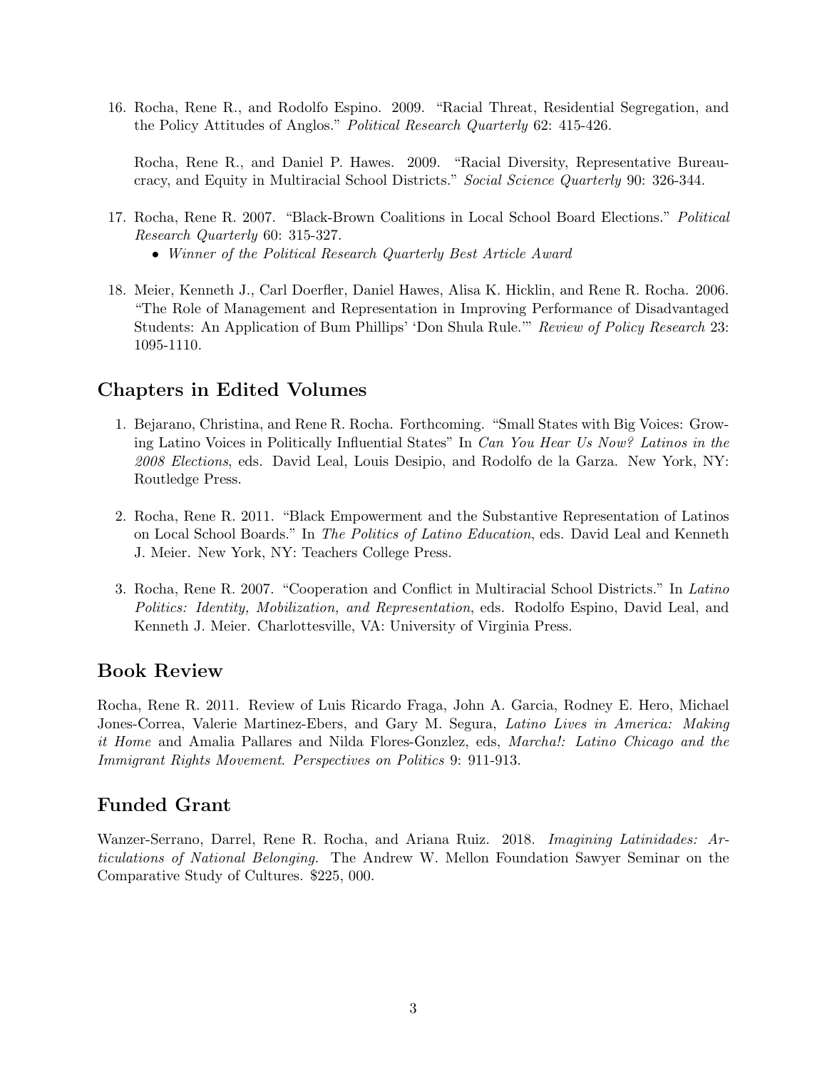16. Rocha, Rene R., and Rodolfo Espino. 2009. "Racial Threat, Residential Segregation, and the Policy Attitudes of Anglos." *Political Research Quarterly* 62: 415-426.

    Rocha, Rene R., and Daniel P. Hawes. 2009. "Racial Diversity, Representative Bureaucracy, and Equity in Multiracial School Districts." *Social Science Quarterly* 90: 326-344.

17. Rocha, Rene R. 2007. "Black-Brown Coalitions in Local School Board Elections." *Political Research Quarterly* 60: 315-327.
    - *Winner of the Political Research Quarterly Best Article Award*

18. Meier, Kenneth J., Carl Doerfler, Daniel Hawes, Alisa K. Hicklin, and Rene R. Rocha. 2006. "The Role of Management and Representation in Improving Performance of Disadvantaged Students: An Application of Bum Phillips' 'Don Shula Rule.'" *Review of Policy Research* 23: 1095-1110.

## Chapters in Edited Volumes

1. Bejarano, Christina, and Rene R. Rocha. Forthcoming. "Small States with Big Voices: Growing Latino Voices in Politically Influential States" In *Can You Hear Us Now? Latinos in the 2008 Elections*, eds. David Leal, Louis Desipio, and Rodolfo de la Garza. New York, NY: Routledge Press.

2. Rocha, Rene R. 2011. "Black Empowerment and the Substantive Representation of Latinos on Local School Boards." In *The Politics of Latino Education*, eds. David Leal and Kenneth J. Meier. New York, NY: Teachers College Press.

3. Rocha, Rene R. 2007. "Cooperation and Conflict in Multiracial School Districts." In *Latino Politics: Identity, Mobilization, and Representation*, eds. Rodolfo Espino, David Leal, and Kenneth J. Meier. Charlottesville, VA: University of Virginia Press.

## Book Review

Rocha, Rene R. 2011. Review of Luis Ricardo Fraga, John A. Garcia, Rodney E. Hero, Michael Jones-Correa, Valerie Martinez-Ebers, and Gary M. Segura, *Latino Lives in America: Making it Home* and Amalia Pallares and Nilda Flores-Gonzlez, eds, *Marcha!: Latino Chicago and the Immigrant Rights Movement*. *Perspectives on Politics* 9: 911-913.

## Funded Grant

Wanzer-Serrano, Darrel, Rene R. Rocha, and Ariana Ruiz. 2018. *Imagining Latinidades: Articulations of National Belonging.* The Andrew W. Mellon Foundation Sawyer Seminar on the Comparative Study of Cultures. $225, 000.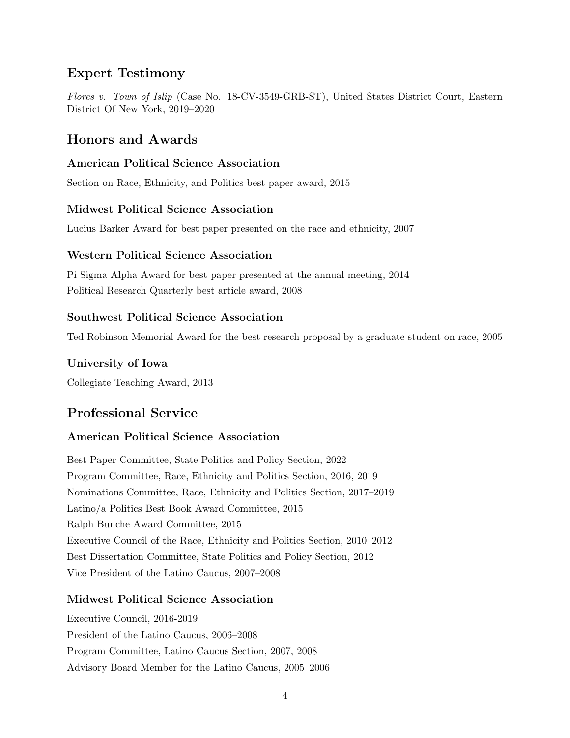## Expert Testimony

*Flores v. Town of Islip* (Case No. 18-CV-3549-GRB-ST), United States District Court, Eastern District Of New York, 2019–2020

## Honors and Awards

### American Political Science Association

Section on Race, Ethnicity, and Politics best paper award, 2015

### Midwest Political Science Association

Lucius Barker Award for best paper presented on the race and ethnicity, 2007

### Western Political Science Association

Pi Sigma Alpha Award for best paper presented at the annual meeting, 2014

Political Research Quarterly best article award, 2008

### Southwest Political Science Association

Ted Robinson Memorial Award for the best research proposal by a graduate student on race, 2005

### University of Iowa

Collegiate Teaching Award, 2013

## Professional Service

### American Political Science Association

Best Paper Committee, State Politics and Policy Section, 2022

Program Committee, Race, Ethnicity and Politics Section, 2016, 2019

Nominations Committee, Race, Ethnicity and Politics Section, 2017–2019

Latino/a Politics Best Book Award Committee, 2015

Ralph Bunche Award Committee, 2015

Executive Council of the Race, Ethnicity and Politics Section, 2010–2012

Best Dissertation Committee, State Politics and Policy Section, 2012

Vice President of the Latino Caucus, 2007–2008

### Midwest Political Science Association

Executive Council, 2016-2019

President of the Latino Caucus, 2006–2008

Program Committee, Latino Caucus Section, 2007, 2008

Advisory Board Member for the Latino Caucus, 2005–2006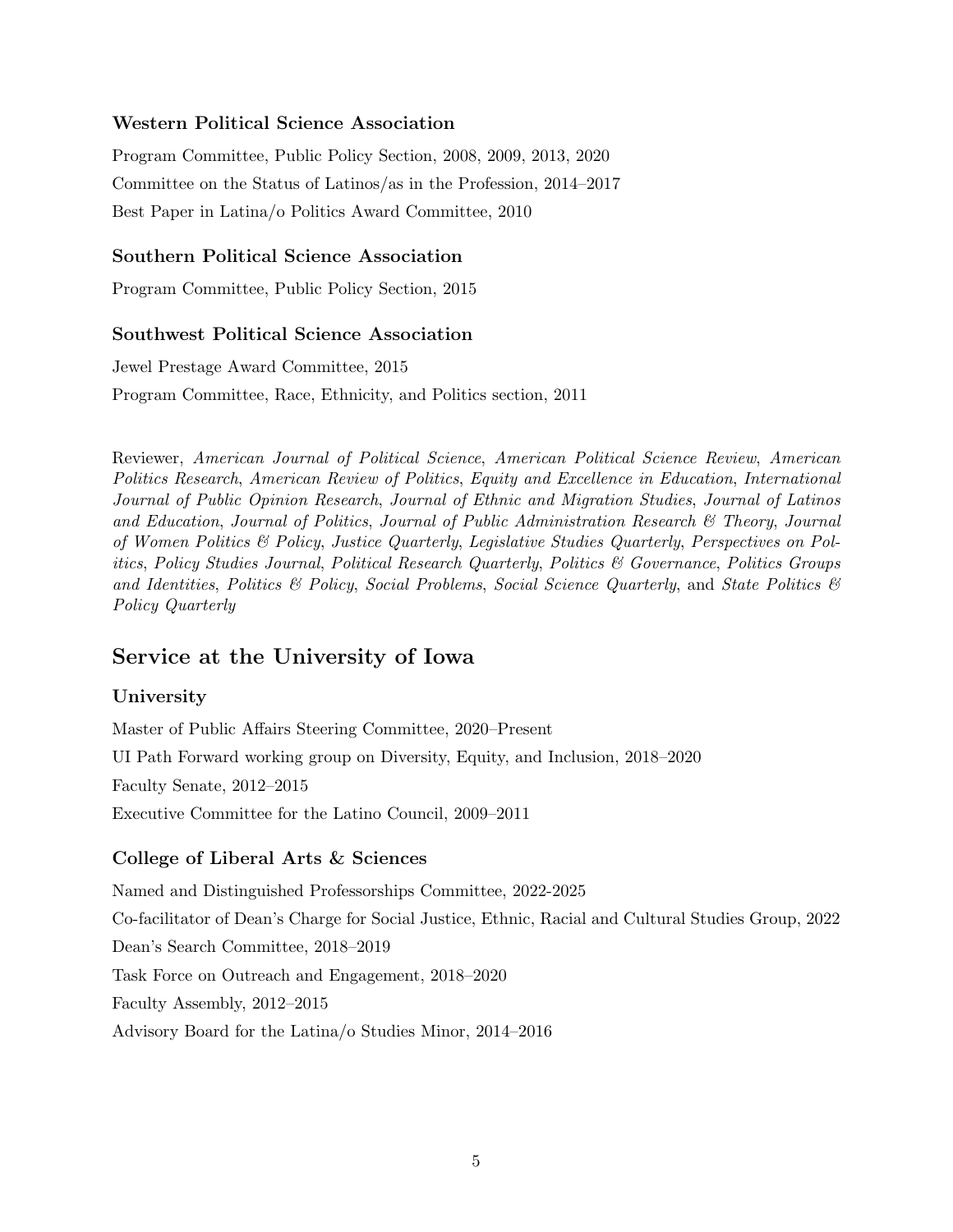### Western Political Science Association

Program Committee, Public Policy Section, 2008, 2009, 2013, 2020

Committee on the Status of Latinos/as in the Profession, 2014–2017

Best Paper in Latina/o Politics Award Committee, 2010

### Southern Political Science Association

Program Committee, Public Policy Section, 2015

### Southwest Political Science Association

Jewel Prestage Award Committee, 2015

Program Committee, Race, Ethnicity, and Politics section, 2011

Reviewer, *American Journal of Political Science*, *American Political Science Review*, *American Politics Research*, *American Review of Politics*, *Equity and Excellence in Education*, *International Journal of Public Opinion Research*, *Journal of Ethnic and Migration Studies*, *Journal of Latinos and Education*, *Journal of Politics*, *Journal of Public Administration Research & Theory*, *Journal of Women Politics & Policy*, *Justice Quarterly*, *Legislative Studies Quarterly*, *Perspectives on Politics*, *Policy Studies Journal*, *Political Research Quarterly*, *Politics & Governance*, *Politics Groups and Identities*, *Politics & Policy*, *Social Problems*, *Social Science Quarterly*, and *State Politics & Policy Quarterly*

## Service at the University of Iowa

### University

Master of Public Affairs Steering Committee, 2020–Present

UI Path Forward working group on Diversity, Equity, and Inclusion, 2018–2020

Faculty Senate, 2012–2015

Executive Committee for the Latino Council, 2009–2011

### College of Liberal Arts & Sciences

Named and Distinguished Professorships Committee, 2022-2025

Co-facilitator of Dean's Charge for Social Justice, Ethnic, Racial and Cultural Studies Group, 2022

Dean's Search Committee, 2018–2019

Task Force on Outreach and Engagement, 2018–2020

Faculty Assembly, 2012–2015

Advisory Board for the Latina/o Studies Minor, 2014–2016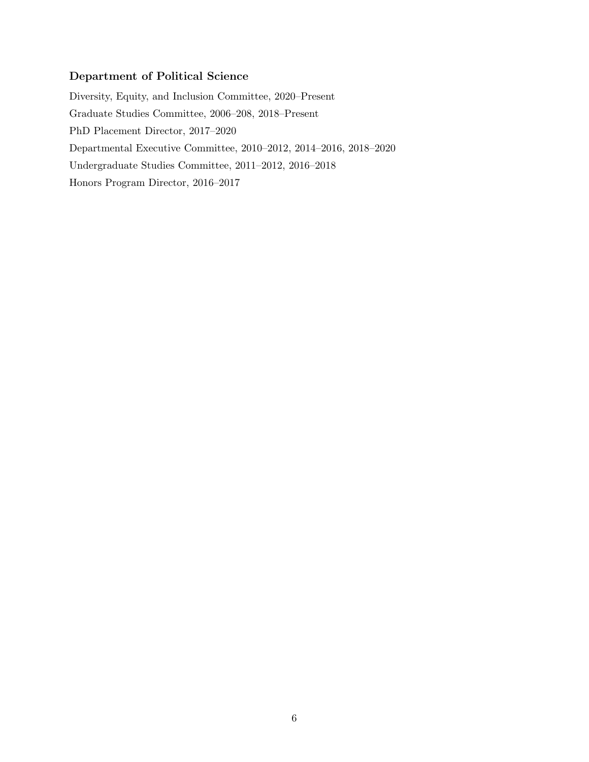### Department of Political Science

Diversity, Equity, and Inclusion Committee, 2020–Present

Graduate Studies Committee, 2006–208, 2018–Present

PhD Placement Director, 2017–2020

Departmental Executive Committee, 2010–2012, 2014–2016, 2018–2020

Undergraduate Studies Committee, 2011–2012, 2016–2018

Honors Program Director, 2016–2017